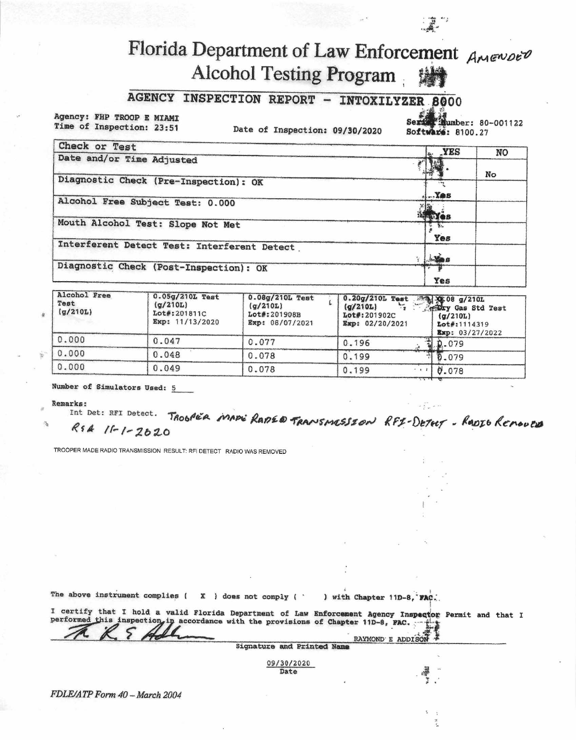# Florida Department of Law Enforcement *AMENDED*

## Alcohol Testing Program

### AGENCY INSPECTION REPORT - INTOXILYZER 8000

Agency: FHP TROOP E MIAMI
Time of Inspection: 23:51

Date of Inspection: 09/30/2020

Serial Number: 80-001122
Software: 8100.27

| Check or Test | YES | NO |
|---|---|---|
| Date and/or Time Adjusted | | No |
| Diagnostic Check (Pre-Inspection): OK | Yes | |
| Alcohol Free Subject Test: 0.000 | Yes | |
| Mouth Alcohol Test: Slope Not Met | Yes | |
| Interferent Detect Test: Interferent Detect | Yes | |
| Diagnostic Check (Post-Inspection): OK | Yes | |

| Alcohol Free Test (g/210L) | 0.05g/210L Test (g/210L) Lot#:201811C Exp: 11/13/2020 | 0.08g/210L Test (g/210L) Lot#:201908B Exp: 08/07/2021 | 0.20g/210L Test (g/210L) Lot#:201902C Exp: 02/20/2021 | 0.08 g/210L Dry Gas Std Test (g/210L) Lot#:1114319 Exp: 03/27/2022 |
|---|---|---|---|---|
| 0.000 | 0.047 | 0.077 | 0.196 | 0.079 |
| 0.000 | 0.048 | 0.078 | 0.199 | 0.079 |
| 0.000 | 0.049 | 0.078 | 0.199 | 0.078 |

Number of Simulators Used: 5

Remarks:
Int Det: RFI Detect. *TROOPER MADE RADIO TRANSMISSION RFI-DETECT - RADIO REMOVED*
*RSA 11-1-2020*

TROOPER MADE RADIO TRANSMISSION RESULT: RFI DETECT RADIO WAS REMOVED

The above instrument complies ( X ) does not comply ( ) with Chapter 11D-8, FAC.

I certify that I hold a valid Florida Department of Law Enforcement Agency Inspector Permit and that I performed this inspection in accordance with the provisions of Chapter 11D-8, FAC.

RAYMOND E ADDISON
Signature and Printed Name

09/30/2020
Date

*FDLE/ATP Form 40 – March 2004*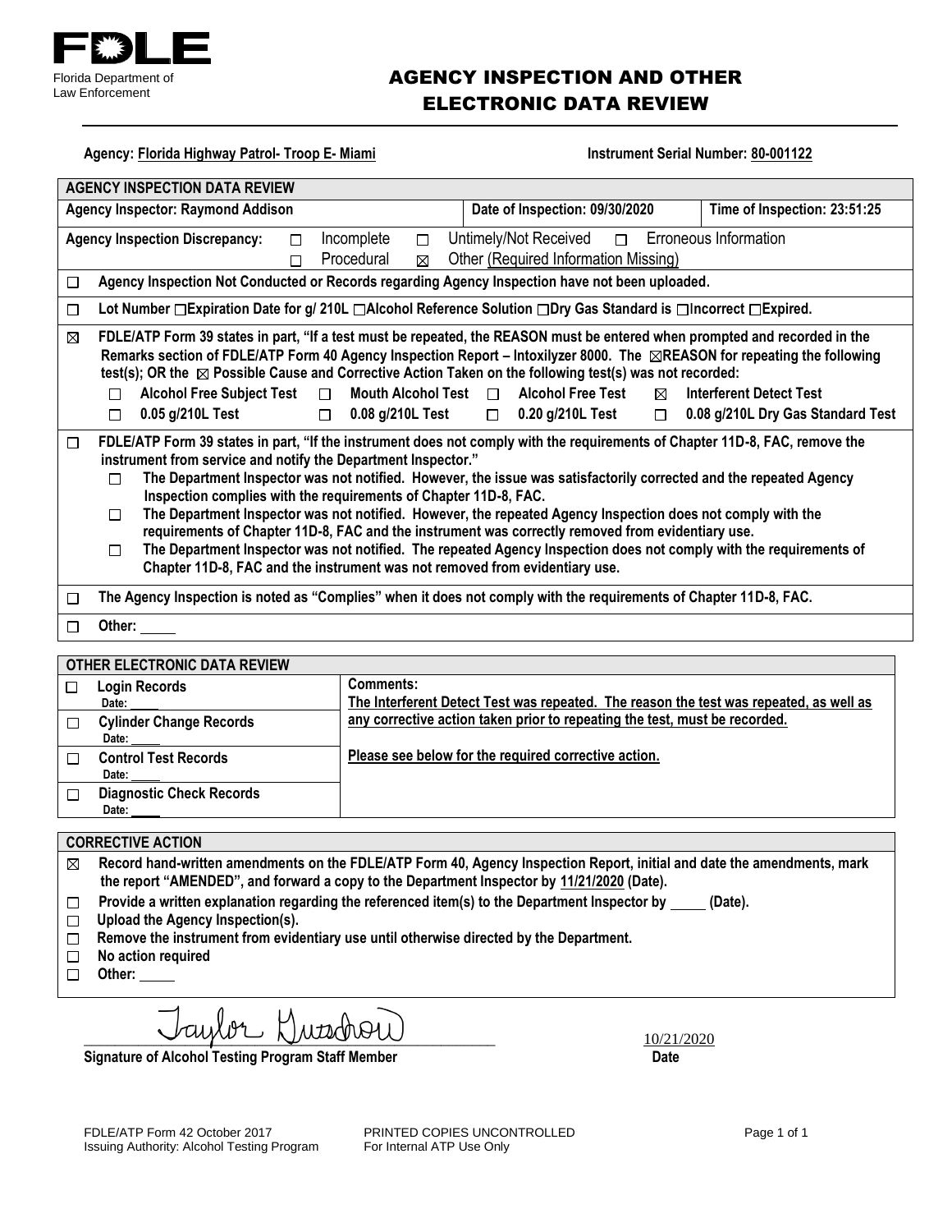FDLE

Florida Department of Law Enforcement

# AGENCY INSPECTION AND OTHER ELECTRONIC DATA REVIEW

**Agency:** Florida Highway Patrol- Troop E- Miami **Instrument Serial Number:** 80-001122

## AGENCY INSPECTION DATA REVIEW

| Agency Inspector: Raymond Addison | Date of Inspection: 09/30/2020 | Time of Inspection: 23:51:25 |
|---|---|---|

**Agency Inspection Discrepancy:** ☐ Incomplete ☐ Untimely/Not Received ☐ Erroneous Information ☐ Procedural ☒ Other (Required Information Missing)

☐ **Agency Inspection Not Conducted or Records regarding Agency Inspection have not been uploaded.**

☐ **Lot Number ☐Expiration Date for g/ 210L ☐Alcohol Reference Solution ☐Dry Gas Standard is ☐Incorrect ☐Expired.**

☒ **FDLE/ATP Form 39 states in part, "If a test must be repeated, the REASON must be entered when prompted and recorded in the Remarks section of FDLE/ATP Form 40 Agency Inspection Report – Intoxilyzer 8000. The ☒REASON for repeating the following test(s); OR the ☒ Possible Cause and Corrective Action Taken on the following test(s) was not recorded:**

- ☐ **Alcohol Free Subject Test** ☐ **Mouth Alcohol Test** ☐ **Alcohol Free Test** ☒ **Interferent Detect Test**
- ☐ **0.05 g/210L Test** ☐ **0.08 g/210L Test** ☐ **0.20 g/210L Test** ☐ **0.08 g/210L Dry Gas Standard Test**

☐ **FDLE/ATP Form 39 states in part, "If the instrument does not comply with the requirements of Chapter 11D-8, FAC, remove the instrument from service and notify the Department Inspector."**

- ☐ **The Department Inspector was not notified. However, the issue was satisfactorily corrected and the repeated Agency Inspection complies with the requirements of Chapter 11D-8, FAC.**
- ☐ **The Department Inspector was not notified. However, the repeated Agency Inspection does not comply with the requirements of Chapter 11D-8, FAC and the instrument was correctly removed from evidentiary use.**
- ☐ **The Department Inspector was not notified. The repeated Agency Inspection does not comply with the requirements of Chapter 11D-8, FAC and the instrument was not removed from evidentiary use.**

☐ **The Agency Inspection is noted as "Complies" when it does not comply with the requirements of Chapter 11D-8, FAC.**

☐ **Other:** _____

## OTHER ELECTRONIC DATA REVIEW

| | |
|---|---|
| ☐ **Login Records** Date: _____ | **Comments:** The Interferent Detect Test was repeated. The reason the test was repeated, as well as any corrective action taken prior to repeating the test, must be recorded. Please see below for the required corrective action. |
| ☐ **Cylinder Change Records** Date: _____ | |
| ☐ **Control Test Records** Date: _____ | |
| ☐ **Diagnostic Check Records** Date: _____ | |

## CORRECTIVE ACTION

☒ **Record hand-written amendments on the FDLE/ATP Form 40, Agency Inspection Report, initial and date the amendments, mark the report "AMENDED", and forward a copy to the Department Inspector by 11/21/2020 (Date).**

☐ **Provide a written explanation regarding the referenced item(s) to the Department Inspector by _____ (Date).**

☐ **Upload the Agency Inspection(s).**

☐ **Remove the instrument from evidentiary use until otherwise directed by the Department.**

☐ **No action required**

☐ **Other:** _____

Taylor Gustafson 10/21/2020

**Signature of Alcohol Testing Program Staff Member** **Date**

FDLE/ATP Form 42 October 2017
Issuing Authority: Alcohol Testing Program

PRINTED COPIES UNCONTROLLED
For Internal ATP Use Only